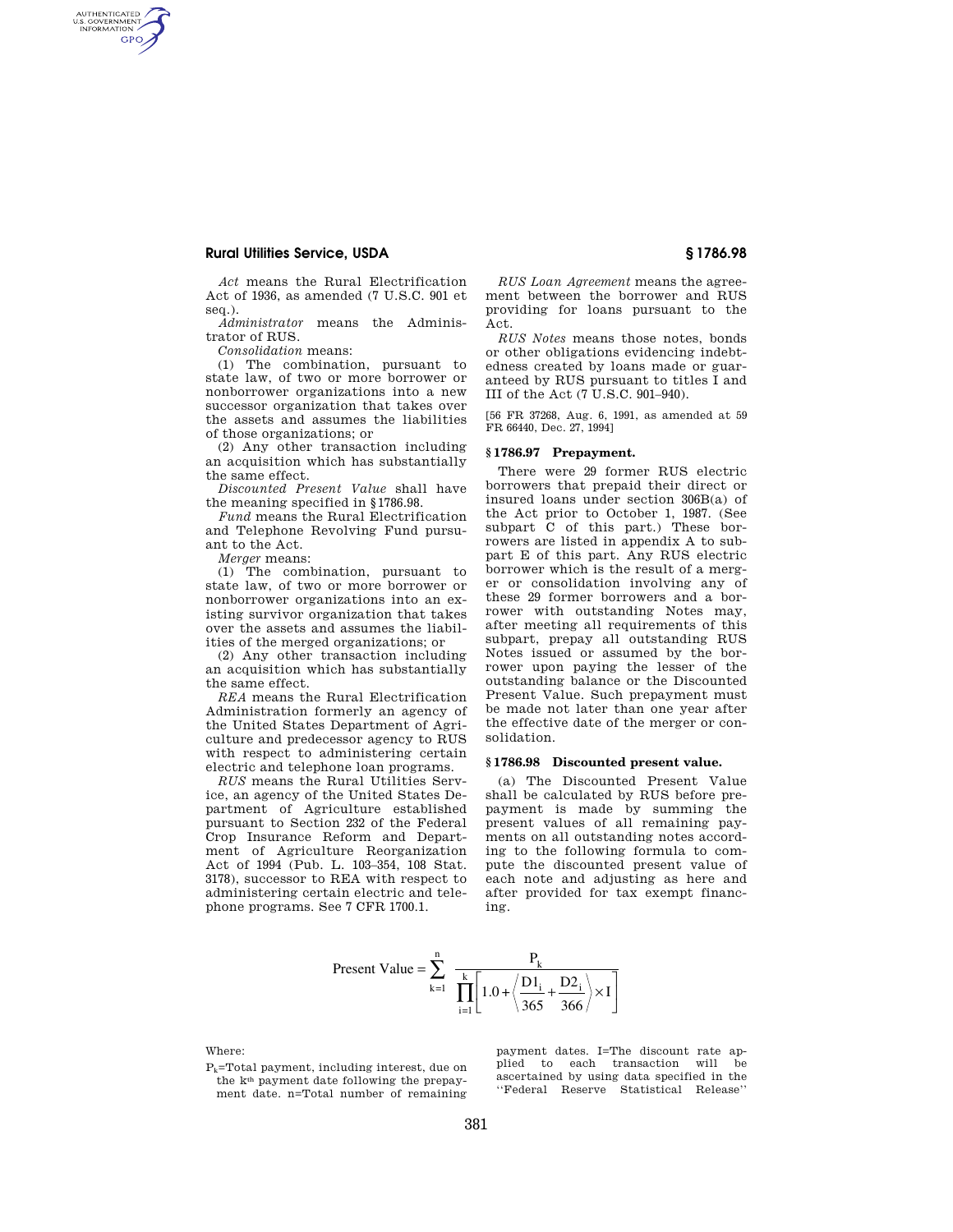*Act* means the Rural Electrification Act of 1936, as amended (7 U.S.C. 901 et seq.).

*Administrator* means the Administrator of RUS.

*Consolidation* means:

(1) The combination, pursuant to state law, of two or more borrower or nonborrower organizations into a new successor organization that takes over the assets and assumes the liabilities of those organizations; or

(2) Any other transaction including an acquisition which has substantially the same effect.

*Discounted Present Value* shall have the meaning specified in §1786.98.

*Fund* means the Rural Electrification and Telephone Revolving Fund pursuant to the Act.

*Merger* means:

(1) The combination, pursuant to state law, of two or more borrower or nonborrower organizations into an existing survivor organization that takes over the assets and assumes the liabilities of the merged organizations; or

(2) Any other transaction including an acquisition which has substantially the same effect.

*REA* means the Rural Electrification Administration formerly an agency of the United States Department of Agriculture and predecessor agency to RUS with respect to administering certain electric and telephone loan programs.

*RUS* means the Rural Utilities Service, an agency of the United States Department of Agriculture established pursuant to Section 232 of the Federal Crop Insurance Reform and Department of Agriculture Reorganization Act of 1994 (Pub. L. 103–354, 108 Stat. 3178), successor to REA with respect to administering certain electric and telephone programs. See 7 CFR 1700.1.

*RUS Loan Agreement* means the agreement between the borrower and RUS providing for loans pursuant to the Act.

*RUS Notes* means those notes, bonds or other obligations evidencing indebtedness created by loans made or guaranteed by RUS pursuant to titles I and III of the Act (7 U.S.C. 901–940).

[56 FR 37268, Aug. 6, 1991, as amended at 59 FR 66440, Dec. 27, 1994]

### § 1786.97 Prepayment.

There were 29 former RUS electric borrowers that prepaid their direct or insured loans under section 306B(a) of the Act prior to October 1, 1987. (See subpart C of this part.) These borrowers are listed in appendix A to subpart E of this part. Any RUS electric borrower which is the result of a merger or consolidation involving any of these 29 former borrowers and a borrower with outstanding Notes may, after meeting all requirements of this subpart, prepay all outstanding RUS Notes issued or assumed by the borrower upon paying the lesser of the outstanding balance or the Discounted Present Value. Such prepayment must be made not later than one year after the effective date of the merger or consolidation.

### § 1786.98 Discounted present value.

(a) The Discounted Present Value shall be calculated by RUS before prepayment is made by summing the present values of all remaining payments on all outstanding notes according to the following formula to compute the discounted present value of each note and adjusting as here and after provided for tax exempt financing.

$$\text{Present Value} = \sum_{k=1}^{n} \frac{P_k}{\prod_{i=1}^{k}\left[1.0 + \left\langle \frac{D1_i}{365} + \frac{D2_i}{366} \right\rangle \times I\right]}$$

Where:

$P_k$=Total payment, including interest, due on the $k^{th}$ payment date following the prepayment date. n=Total number of remaining payment dates. I=The discount rate applied to each transaction will be ascertained by using data specified in the ''Federal Reserve Statistical Release''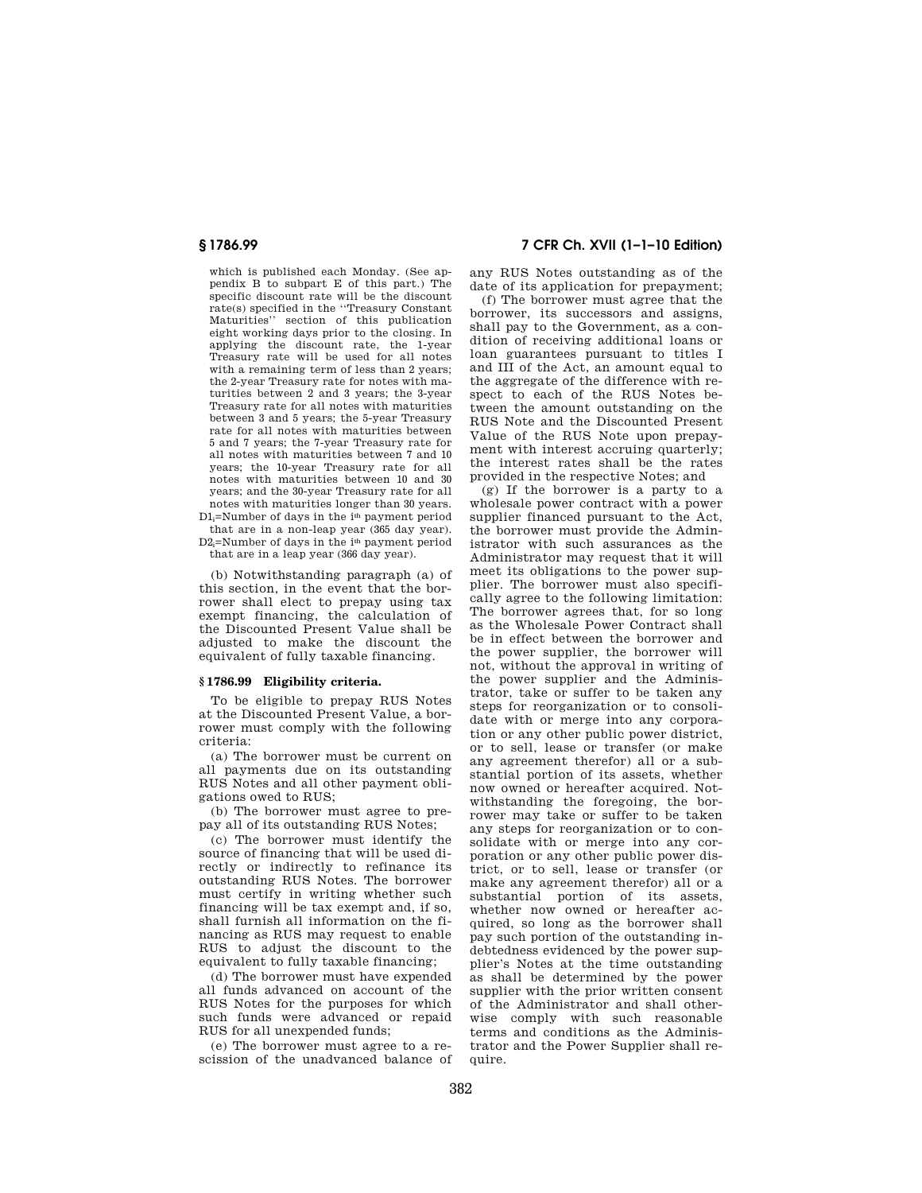which is published each Monday. (See appendix B to subpart E of this part.) The specific discount rate will be the discount rate(s) specified in the "Treasury Constant Maturities" section of this publication eight working days prior to the closing. In applying the discount rate, the 1-year Treasury rate will be used for all notes with a remaining term of less than 2 years; the 2-year Treasury rate for notes with maturities between 2 and 3 years; the 3-year Treasury rate for all notes with maturities between 3 and 5 years; the 5-year Treasury rate for all notes with maturities between 5 and 7 years; the 7-year Treasury rate for all notes with maturities between 7 and 10 years; the 10-year Treasury rate for all notes with maturities between 10 and 30 years; and the 30-year Treasury rate for all notes with maturities longer than 30 years.

$D1_i$=Number of days in the $i^{th}$ payment period that are in a non-leap year (365 day year).

$D2_i$=Number of days in the $i^{th}$ payment period that are in a leap year (366 day year).

(b) Notwithstanding paragraph (a) of this section, in the event that the borrower shall elect to prepay using tax exempt financing, the calculation of the Discounted Present Value shall be adjusted to make the discount the equivalent of fully taxable financing.

### § 1786.99 Eligibility criteria.

To be eligible to prepay RUS Notes at the Discounted Present Value, a borrower must comply with the following criteria:

(a) The borrower must be current on all payments due on its outstanding RUS Notes and all other payment obligations owed to RUS;

(b) The borrower must agree to prepay all of its outstanding RUS Notes;

(c) The borrower must identify the source of financing that will be used directly or indirectly to refinance its outstanding RUS Notes. The borrower must certify in writing whether such financing will be tax exempt and, if so, shall furnish all information on the financing as RUS may request to enable RUS to adjust the discount to the equivalent to fully taxable financing;

(d) The borrower must have expended all funds advanced on account of the RUS Notes for the purposes for which such funds were advanced or repaid RUS for all unexpended funds;

(e) The borrower must agree to a rescission of the unadvanced balance of any RUS Notes outstanding as of the date of its application for prepayment;

(f) The borrower must agree that the borrower, its successors and assigns, shall pay to the Government, as a condition of receiving additional loans or loan guarantees pursuant to titles I and III of the Act, an amount equal to the aggregate of the difference with respect to each of the RUS Notes between the amount outstanding on the RUS Note and the Discounted Present Value of the RUS Note upon prepayment with interest accruing quarterly; the interest rates shall be the rates provided in the respective Notes; and

(g) If the borrower is a party to a wholesale power contract with a power supplier financed pursuant to the Act, the borrower must provide the Administrator with such assurances as the Administrator may request that it will meet its obligations to the power supplier. The borrower must also specifically agree to the following limitation: The borrower agrees that, for so long as the Wholesale Power Contract shall be in effect between the borrower and the power supplier, the borrower will not, without the approval in writing of the power supplier and the Administrator, take or suffer to be taken any steps for reorganization or to consolidate with or merge into any corporation or any other public power district, or to sell, lease or transfer (or make any agreement therefor) all or a substantial portion of its assets, whether now owned or hereafter acquired. Notwithstanding the foregoing, the borrower may take or suffer to be taken any steps for reorganization or to consolidate with or merge into any corporation or any other public power district, or to sell, lease or transfer (or make any agreement therefor) all or a substantial portion of its assets, whether now owned or hereafter acquired, so long as the borrower shall pay such portion of the outstanding indebtedness evidenced by the power supplier's Notes at the time outstanding as shall be determined by the power supplier with the prior written consent of the Administrator and shall otherwise comply with such reasonable terms and conditions as the Administrator and the Power Supplier shall require.